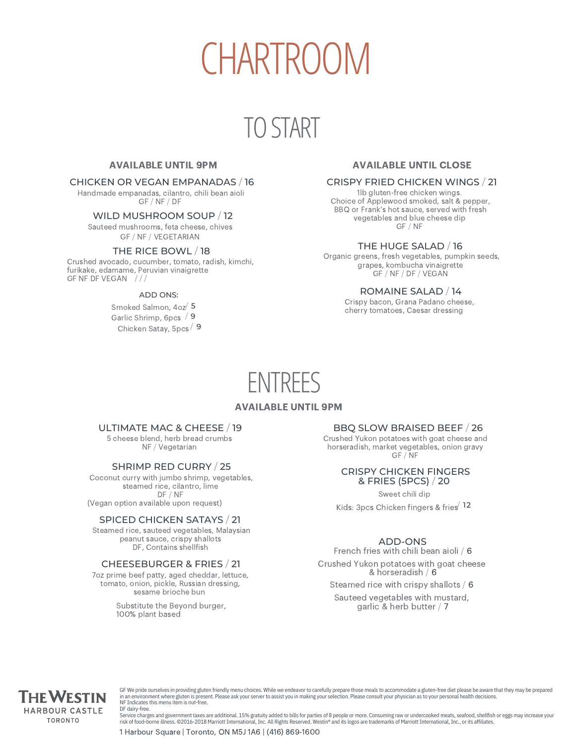# CHARTROOM

## TO START

### AVAILABLE UNTIL 9PM

**CHICKEN OR VEGAN EMPANADAS / 16**
Handmade empanadas, cilantro, chili bean aioli
GF / NF / DF

**WILD MUSHROOM SOUP / 12**
Sauteed mushrooms, feta cheese, chives
GF / NF / VEGETARIAN

**THE RICE BOWL / 18**
Crushed avocado, cucumber, tomato, radish, kimchi, furikake, edamame, Peruvian vinaigrette
GF NF DF VEGAN / / /

ADD ONS:
- Smoked Salmon, 4oz / 5
- Garlic Shrimp, 6pcs / 9
- Chicken Satay, 5pcs / 9

### AVAILABLE UNTIL CLOSE

**CRISPY FRIED CHICKEN WINGS / 21**
1lb gluten-free chicken wings.
Choice of Applewood smoked, salt & pepper, BBQ or Frank's hot sauce, served with fresh vegetables and blue cheese dip
GF / NF

**THE HUGE SALAD / 16**
Organic greens, fresh vegetables, pumpkin seeds, grapes, kombucha vinaigrette
GF / NF / DF / VEGAN

**ROMAINE SALAD / 14**
Crispy bacon, Grana Padano cheese, cherry tomatoes, Caesar dressing

## ENTREES

### AVAILABLE UNTIL 9PM

**ULTIMATE MAC & CHEESE / 19**
5 cheese blend, herb bread crumbs
NF / Vegetarian

**SHRIMP RED CURRY / 25**
Coconut curry with jumbo shrimp, vegetables, steamed rice, cilantro, lime
DF / NF
(Vegan option available upon request)

**SPICED CHICKEN SATAYS / 21**
Steamed rice, sauteed vegetables, Malaysian peanut sauce, crispy shallots
DF, Contains shellfish

**CHEESEBURGER & FRIES / 21**
7oz prime beef patty, aged cheddar, lettuce, tomato, onion, pickle, Russian dressing, sesame brioche bun

Substitute the Beyond burger, 100% plant based

**BBQ SLOW BRAISED BEEF / 26**
Crushed Yukon potatoes with goat cheese and horseradish, market vegetables, onion gravy
GF / NF

**CRISPY CHICKEN FINGERS & FRIES (5PCS) / 20**
Sweet chili dip

Kids: 3pcs Chicken fingers & fries / 12

**ADD-ONS**
- French fries with chili bean aioli / 6
- Crushed Yukon potatoes with goat cheese & horseradish / 6
- Steamed rice with crispy shallots / 6
- Sauteed vegetables with mustard, garlic & herb butter / 7

THE WESTIN HARBOUR CASTLE TORONTO

GF We pride ourselves in providing gluten friendly menu choices. While we endeavor to carefully prepare those meals to accommodate a gluten-free diet please be aware that they may be prepared in an environment where gluten is present. Please ask your server to assist you in making your selection. Please consult your physician as to your personal health decisions.
NF Indicates this menu item is nut-free.
DF dairy-free.
Service charges and government taxes are additional. 15% gratuity added to bills for parties of 8 people or more. Consuming raw or undercooked meats, seafood, shellfish or eggs may increase your risk of food-borne illness. ©2016-2018 Marriott International, Inc. All Rights Reserved. Westin® and its logos are trademarks of Marriott International, Inc., or its affiliates.

1 Harbour Square | Toronto, ON M5J 1A6 | (416) 869-1600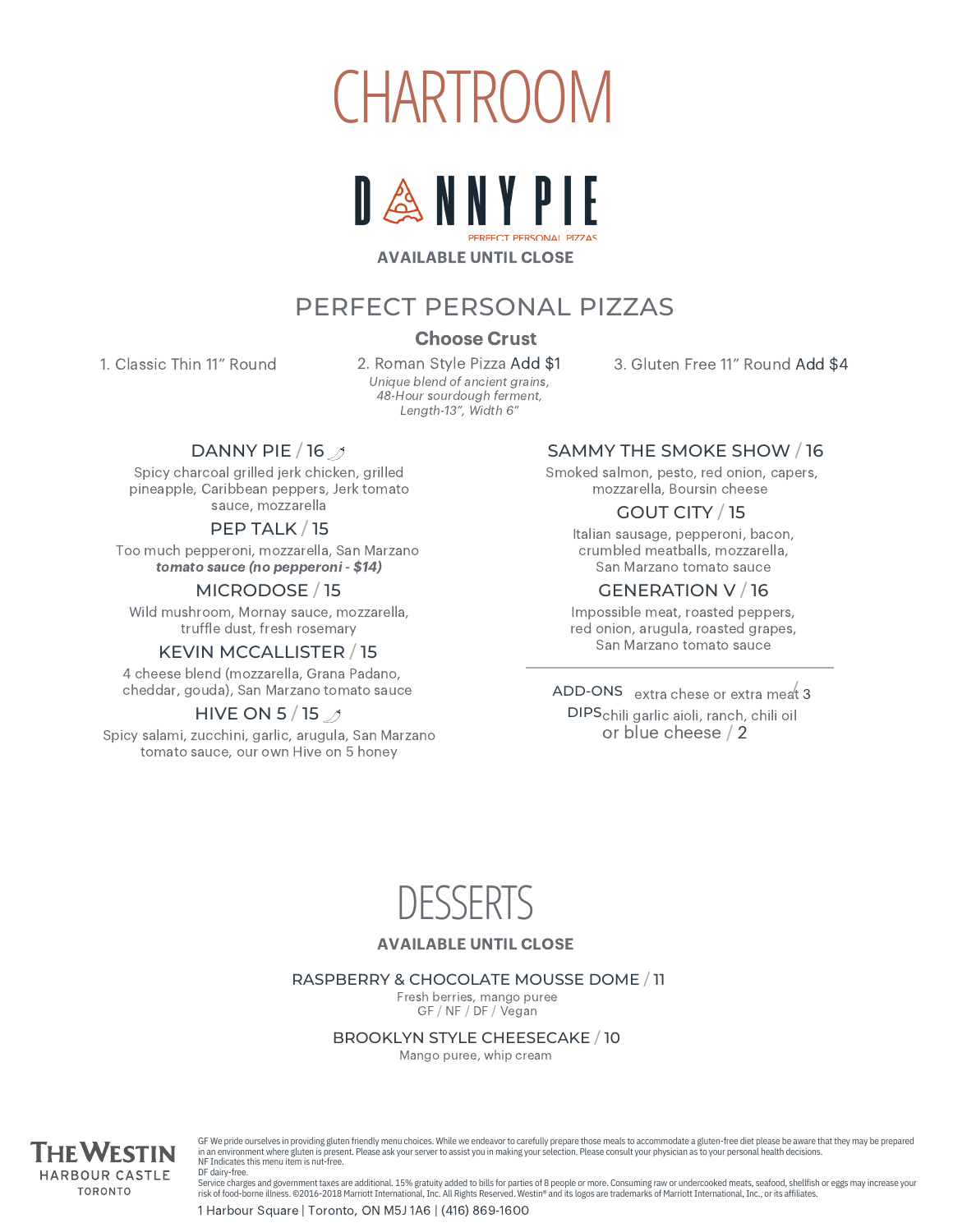# CHARTROOM

# DANNY PIE

PERFECT PERSONAL PIZZAS

**AVAILABLE UNTIL CLOSE**

## PERFECT PERSONAL PIZZAS

**Choose Crust**

1. Classic Thin 11" Round
2. Roman Style Pizza Add $1
   *Unique blend of ancient grains, 48-Hour sourdough ferment, Length-13", Width 6"*
3. Gluten Free 11" Round Add $4

### DANNY PIE / 16

Spicy charcoal grilled jerk chicken, grilled pineapple, Caribbean peppers, Jerk tomato sauce, mozzarella

### PEP TALK / 15

Too much pepperoni, mozzarella, San Marzano tomato sauce ***(no pepperoni - $14)***

### MICRODOSE / 15

Wild mushroom, Mornay sauce, mozzarella, truffle dust, fresh rosemary

### KEVIN MCCALLISTER / 15

4 cheese blend (mozzarella, Grana Padano, cheddar, gouda), San Marzano tomato sauce

### HIVE ON 5 / 15

Spicy salami, zucchini, garlic, arugula, San Marzano tomato sauce, our own Hive on 5 honey

### SAMMY THE SMOKE SHOW / 16

Smoked salmon, pesto, red onion, capers, mozzarella, Boursin cheese

### GOUT CITY / 15

Italian sausage, pepperoni, bacon, crumbled meatballs, mozzarella, San Marzano tomato sauce

### GENERATION V / 16

Impossible meat, roasted peppers, red onion, arugula, roasted grapes, San Marzano tomato sauce

---

ADD-ONS extra chese or extra meat / 3

DIPS chili garlic aioli, ranch, chili oil or blue cheese / 2

# DESSERTS

**AVAILABLE UNTIL CLOSE**

### RASPBERRY & CHOCOLATE MOUSSE DOME / 11

Fresh berries, mango puree
GF / NF / DF / Vegan

### BROOKLYN STYLE CHEESECAKE / 10

Mango puree, whip cream

THE WESTIN HARBOUR CASTLE TORONTO

GF We pride ourselves in providing gluten friendly menu choices. While we endeavor to carefully prepare those meals to accommodate a gluten-free diet please be aware that they may be prepared in an environment where gluten is present. Please ask your server to assist you in making your selection. Please consult your physician as to your personal health decisions.
NF Indicates this menu item is nut-free.
DF dairy-free.
Service charges and government taxes are additional. 15% gratuity added to bills for parties of 8 people or more. Consuming raw or undercooked meats, seafood, shellfish or eggs may increase your risk of food-borne illness. ©2016-2018 Marriott International, Inc. All Rights Reserved. Westin® and its logos are trademarks of Marriott International, Inc., or its affiliates.

1 Harbour Square | Toronto, ON M5J 1A6 | (416) 869-1600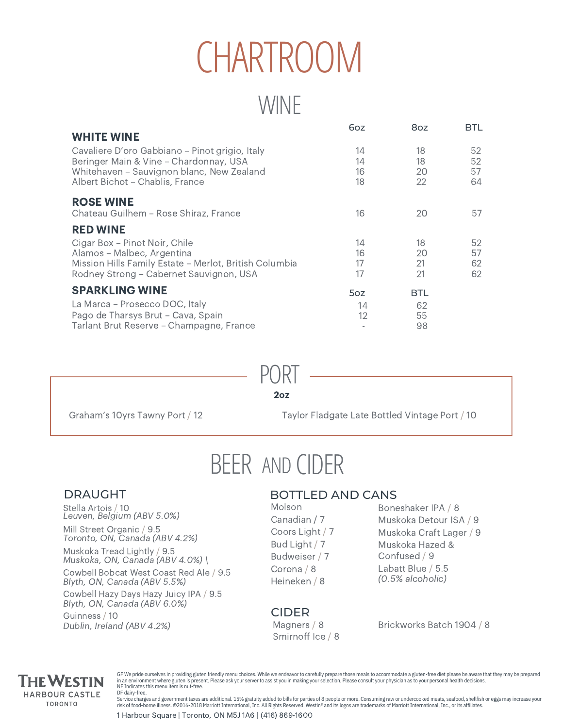# CHARTROOM

## WINE

| WHITE WINE | 6oz | 8oz | BTL |
|---|---|---|---|
| Cavaliere D'oro Gabbiano – Pinot grigio, Italy | 14 | 18 | 52 |
| Beringer Main & Vine – Chardonnay, USA | 14 | 18 | 52 |
| Whitehaven – Sauvignon blanc, New Zealand | 16 | 20 | 57 |
| Albert Bichot – Chablis, France | 18 | 22 | 64 |

| ROSE WINE | 6oz | 8oz | BTL |
|---|---|---|---|
| Chateau Guilhem – Rose Shiraz, France | 16 | 20 | 57 |

| RED WINE | 6oz | 8oz | BTL |
|---|---|---|---|
| Cigar Box – Pinot Noir, Chile | 14 | 18 | 52 |
| Alamos – Malbec, Argentina | 16 | 20 | 57 |
| Mission Hills Family Estate – Merlot, British Columbia | 17 | 21 | 62 |
| Rodney Strong – Cabernet Sauvignon, USA | 17 | 21 | 62 |

| SPARKLING WINE | 5oz | BTL |
|---|---|---|
| La Marca – Prosecco DOC, Italy | 14 | 62 |
| Pago de Tharsys Brut – Cava, Spain | 12 | 55 |
| Tarlant Brut Reserve – Champagne, France | - | 98 |

## PORT

**2oz**

Graham's 10yrs Tawny Port / 12

Taylor Fladgate Late Bottled Vintage Port / 10

## BEER AND CIDER

### DRAUGHT

Stella Artois / 10
*Leuven, Belgium (ABV 5.0%)*

Mill Street Organic / 9.5
*Toronto, ON, Canada (ABV 4.2%)*

Muskoka Tread Lightly / 9.5
*Muskoka, ON, Canada (ABV 4.0%) \*

Cowbell Bobcat West Coast Red Ale / 9.5
*Blyth, ON, Canada (ABV 5.5%)*

Cowbell Hazy Days Hazy Juicy IPA / 9.5
*Blyth, ON, Canada (ABV 6.0%)*

Guinness / 10
*Dublin, Ireland (ABV 4.2%)*

### BOTTLED AND CANS

Molson
Canadian / 7
Coors Light / 7
Bud Light / 7
Budweiser / 7
Corona / 8
Heineken / 8
Boneshaker IPA / 8
Muskoka Detour ISA / 9
Muskoka Craft Lager / 9
Muskoka Hazed & Confused / 9
Labatt Blue / 5.5
*(0.5% alcoholic)*

### CIDER

Magners / 8
Smirnoff Ice / 8
Brickworks Batch 1904 / 8

THE WESTIN
HARBOUR CASTLE
TORONTO

GF We pride ourselves in providing gluten friendly menu choices. While we endeavor to carefully prepare those meals to accommodate a gluten-free diet please be aware that they may be prepared in an environment where gluten is present. Please ask your server to assist you in making your selection. Please consult your physician as to your personal health decisions.
NF Indicates this menu item is nut-free.
DF dairy-free.
Service charges and government taxes are additional. 15% gratuity added to bills for parties of 8 people or more. Consuming raw or undercooked meats, seafood, shellfish or eggs may increase your risk of food-borne illness. ©2016-2018 Marriott International, Inc. All Rights Reserved. Westin® and its logos are trademarks of Marriott International, Inc., or its affiliates.

1 Harbour Square | Toronto, ON M5J 1A6 | (416) 869-1600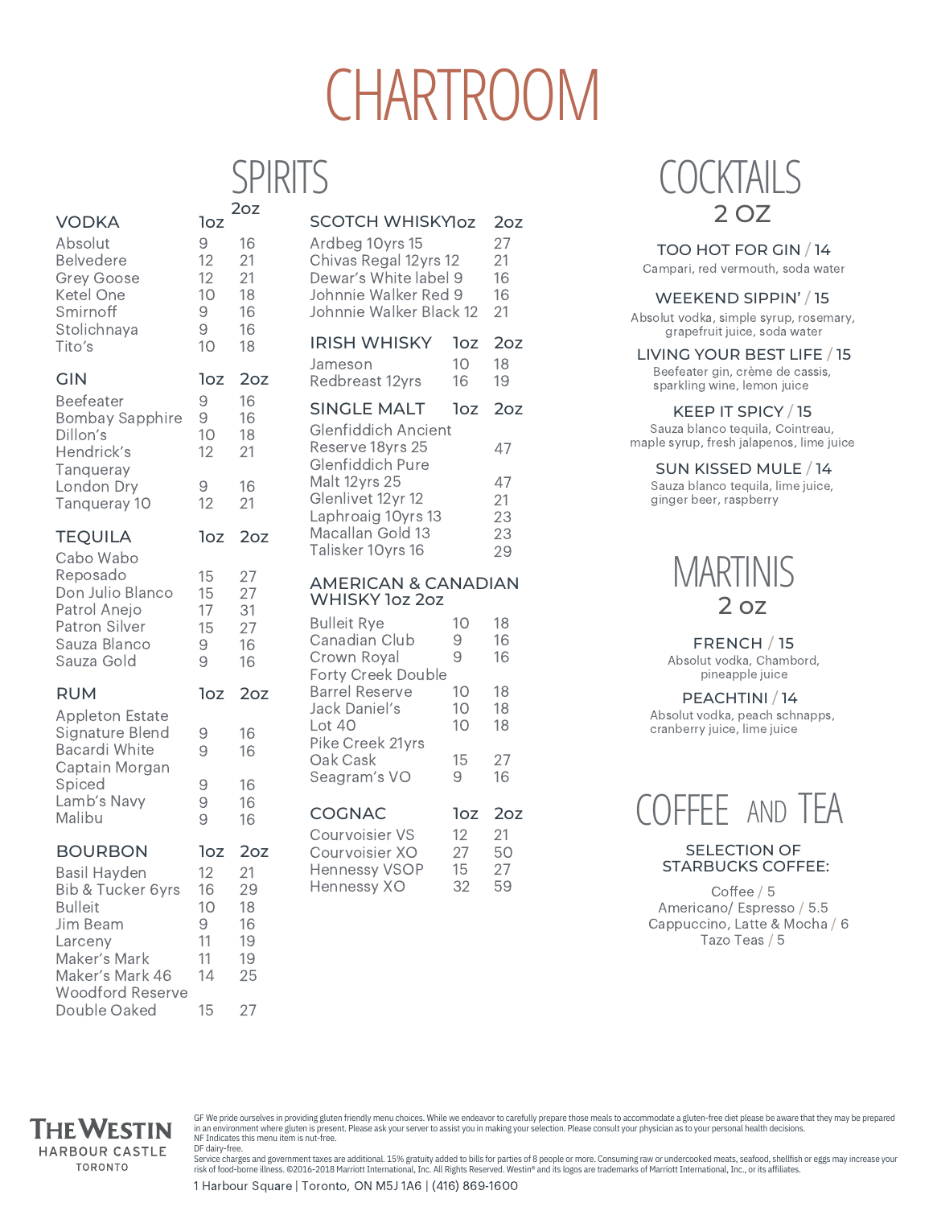# CHARTROOM

## SPIRITS

### VODKA

| VODKA | 1oz | 2oz |
|---|---|---|
| Absolut | 9 | 16 |
| Belvedere | 12 | 21 |
| Grey Goose | 12 | 21 |
| Ketel One | 10 | 18 |
| Smirnoff | 9 | 16 |
| Stolichnaya | 9 | 16 |
| Tito's | 10 | 18 |

### GIN

| GIN | 1oz | 2oz |
|---|---|---|
| Beefeater | 9 | 16 |
| Bombay Sapphire | 9 | 16 |
| Dillon's | 10 | 18 |
| Hendrick's | 12 | 21 |
| Tanqueray London Dry | 9 | 16 |
| Tanqueray 10 | 12 | 21 |

### TEQUILA

| TEQUILA | 1oz | 2oz |
|---|---|---|
| Cabo Wabo Reposado | 15 | 27 |
| Don Julio Blanco | 15 | 27 |
| Patrol Anejo | 17 | 31 |
| Patron Silver | 15 | 27 |
| Sauza Blanco | 9 | 16 |
| Sauza Gold | 9 | 16 |

### RUM

| RUM | 1oz | 2oz |
|---|---|---|
| Appleton Estate Signature Blend | 9 | 16 |
| Bacardi White | 9 | 16 |
| Captain Morgan Spiced | 9 | 16 |
| Lamb's Navy | 9 | 16 |
| Malibu | 9 | 16 |

### BOURBON

| BOURBON | 1oz | 2oz |
|---|---|---|
| Basil Hayden | 12 | 21 |
| Bib & Tucker 6yrs | 16 | 29 |
| Bulleit | 10 | 18 |
| Jim Beam | 9 | 16 |
| Larceny | 11 | 19 |
| Maker's Mark | 11 | 19 |
| Maker's Mark 46 | 14 | 25 |
| Woodford Reserve Double Oaked | 15 | 27 |

### SCOTCH WHISKY

| SCOTCH WHISKY | 1oz | 2oz |
|---|---|---|
| Ardbeg 10yrs | 15 | 27 |
| Chivas Regal 12yrs | 12 | 21 |
| Dewar's White label | 9 | 16 |
| Johnnie Walker Red | 9 | 16 |
| Johnnie Walker Black | 12 | 21 |

### IRISH WHISKY

| IRISH WHISKY | 1oz | 2oz |
|---|---|---|
| Jameson | 10 | 18 |
| Redbreast 12yrs | 16 | 19 |

### SINGLE MALT

| SINGLE MALT | 1oz | 2oz |
|---|---|---|
| Glenfiddich Ancient Reserve 18yrs | 25 | 47 |
| Glenfiddich Pure Malt 12yrs | 25 | 47 |
| Glenlivet 12yr | 12 | 21 |
| Laphroaig 10yrs | 13 | 23 |
| Macallan Gold | 13 | 23 |
| Talisker 10yrs | 16 | 29 |

### AMERICAN & CANADIAN WHISKY

| AMERICAN & CANADIAN WHISKY | 1oz | 2oz |
|---|---|---|
| Bulleit Rye | 10 | 18 |
| Canadian Club | 9 | 16 |
| Crown Royal | 9 | 16 |
| Forty Creek Double Barrel Reserve | 10 | 18 |
| Jack Daniel's | 10 | 18 |
| Lot 40 | 10 | 18 |
| Pike Creek 21yrs Oak Cask | 15 | 27 |
| Seagram's VO | 9 | 16 |

### COGNAC

| COGNAC | 1oz | 2oz |
|---|---|---|
| Courvoisier VS | 12 | 21 |
| Courvoisier XO | 27 | 50 |
| Hennessy VSOP | 15 | 27 |
| Hennessy XO | 32 | 59 |

## COCKTAILS

2 OZ

**TOO HOT FOR GIN / 14**
Campari, red vermouth, soda water

**WEEKEND SIPPIN' / 15**
Absolut vodka, simple syrup, rosemary, grapefruit juice, soda water

**LIVING YOUR BEST LIFE / 15**
Beefeater gin, crème de cassis, sparkling wine, lemon juice

**KEEP IT SPICY / 15**
Sauza blanco tequila, Cointreau, maple syrup, fresh jalapenos, lime juice

**SUN KISSED MULE / 14**
Sauza blanco tequila, lime juice, ginger beer, raspberry

## MARTINIS

2 oz

**FRENCH / 15**
Absolut vodka, Chambord, pineapple juice

**PEACHTINI / 14**
Absolut vodka, peach schnapps, cranberry juice, lime juice

## COFFEE AND TEA

**SELECTION OF STARBUCKS COFFEE:**

Coffee / 5
Americano/ Espresso / 5.5
Cappuccino, Latte & Mocha / 6
Tazo Teas / 5

---

THE WESTIN HARBOUR CASTLE TORONTO

GF We pride ourselves in providing gluten friendly menu choices. While we endeavor to carefully prepare those meals to accommodate a gluten-free diet please be aware that they may be prepared in an environment where gluten is present. Please ask your server to assist you in making your selection. Please consult your physician as to your personal health decisions.
NF Indicates this menu item is nut-free.
DF dairy-free.
Service charges and government taxes are additional. 15% gratuity added to bills for parties of 8 people or more. Consuming raw or undercooked meats, seafood, shellfish or eggs may increase your risk of food-borne illness. ©2016-2018 Marriott International, Inc. All Rights Reserved. Westin® and its logos are trademarks of Marriott International, Inc., or its affiliates.

1 Harbour Square | Toronto, ON M5J 1A6 | (416) 869-1600